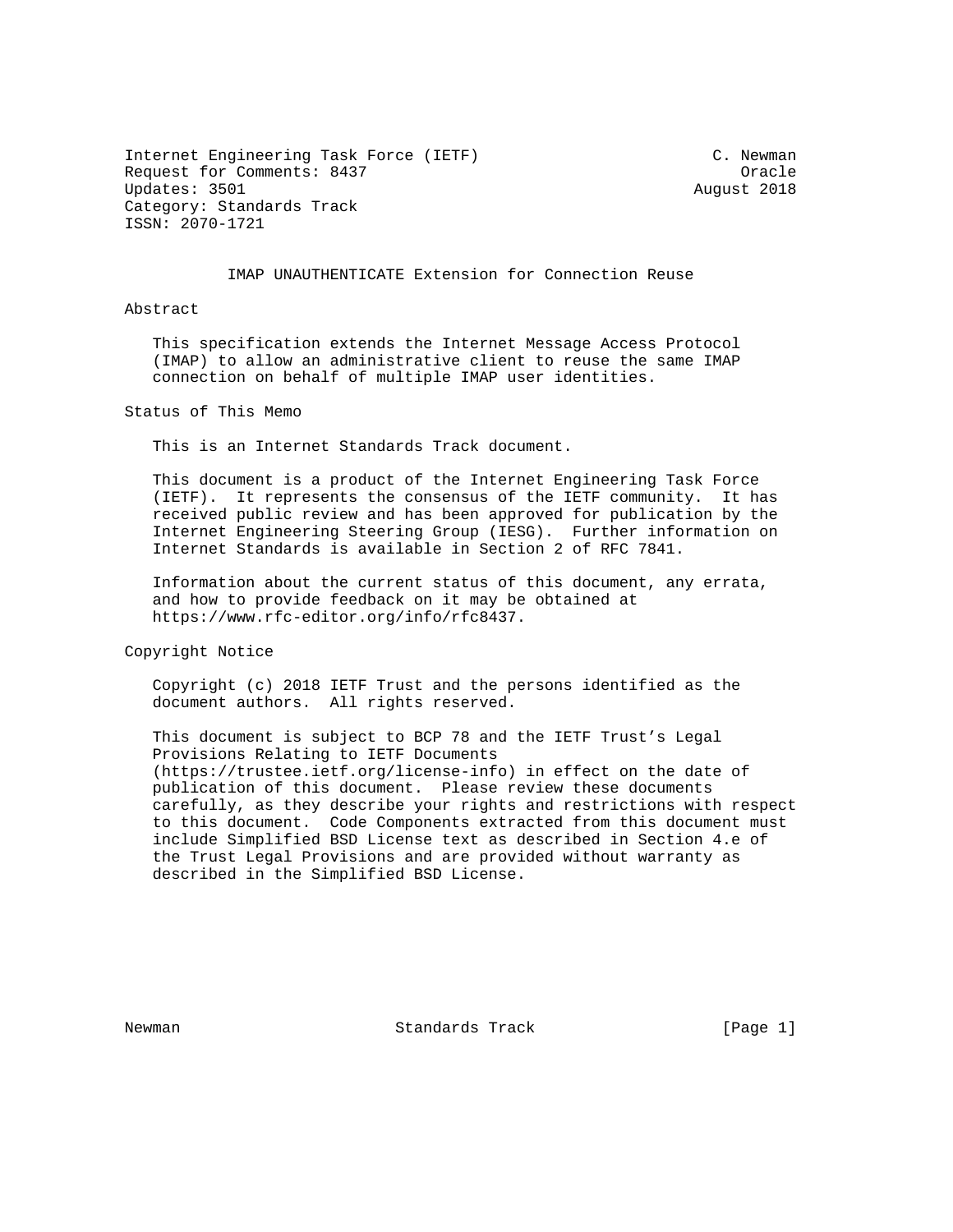Internet Engineering Task Force (IETF) C. Newman
Request for Comments: 8437 Oracle
Updates: 3501 August 2018
Category: Standards Track
ISSN: 2070-1721

# IMAP UNAUTHENTICATE Extension for Connection Reuse

## Abstract

This specification extends the Internet Message Access Protocol (IMAP) to allow an administrative client to reuse the same IMAP connection on behalf of multiple IMAP user identities.

## Status of This Memo

This is an Internet Standards Track document.

This document is a product of the Internet Engineering Task Force (IETF). It represents the consensus of the IETF community. It has received public review and has been approved for publication by the Internet Engineering Steering Group (IESG). Further information on Internet Standards is available in Section 2 of RFC 7841.

Information about the current status of this document, any errata, and how to provide feedback on it may be obtained at https://www.rfc-editor.org/info/rfc8437.

## Copyright Notice

Copyright (c) 2018 IETF Trust and the persons identified as the document authors. All rights reserved.

This document is subject to BCP 78 and the IETF Trust's Legal Provisions Relating to IETF Documents (https://trustee.ietf.org/license-info) in effect on the date of publication of this document. Please review these documents carefully, as they describe your rights and restrictions with respect to this document. Code Components extracted from this document must include Simplified BSD License text as described in Section 4.e of the Trust Legal Provisions and are provided without warranty as described in the Simplified BSD License.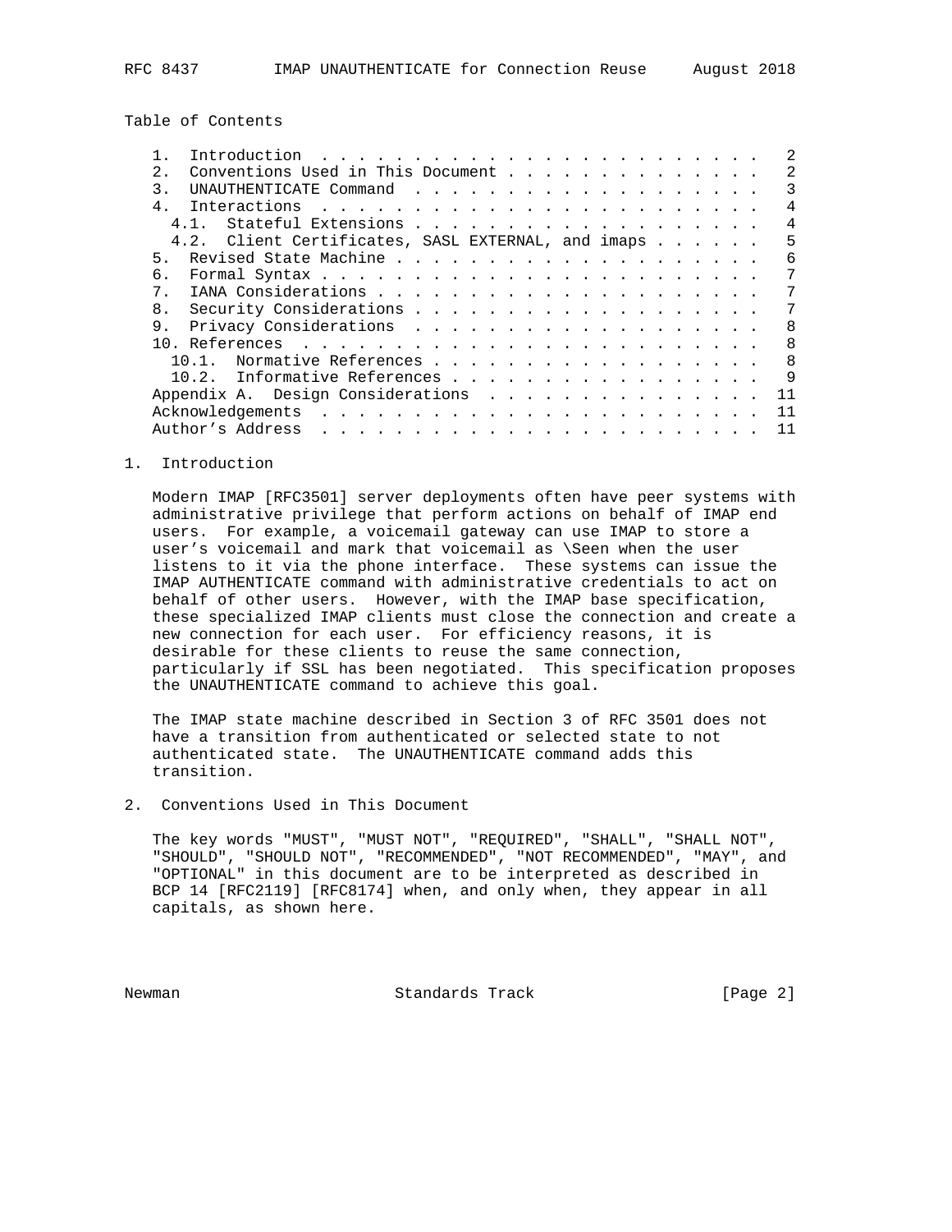Table of Contents

```
   1.  Introduction  . . . . . . . . . . . . . . . . . . . . . . . .   2
   2.  Conventions Used in This Document . . . . . . . . . . . . . .   2
   3.  UNAUTHENTICATE Command  . . . . . . . . . . . . . . . . . . .   3
   4.  Interactions  . . . . . . . . . . . . . . . . . . . . . . . .   4
     4.1.  Stateful Extensions . . . . . . . . . . . . . . . . . . .   4
     4.2.  Client Certificates, SASL EXTERNAL, and imaps . . . . . .   5
   5.  Revised State Machine . . . . . . . . . . . . . . . . . . . .   6
   6.  Formal Syntax . . . . . . . . . . . . . . . . . . . . . . . .   7
   7.  IANA Considerations . . . . . . . . . . . . . . . . . . . . .   7
   8.  Security Considerations . . . . . . . . . . . . . . . . . . .   7
   9.  Privacy Considerations  . . . . . . . . . . . . . . . . . . .   8
   10. References  . . . . . . . . . . . . . . . . . . . . . . . . .   8
     10.1.  Normative References . . . . . . . . . . . . . . . . . .   8
     10.2.  Informative References . . . . . . . . . . . . . . . . .   9
   Appendix A.  Design Considerations  . . . . . . . . . . . . . . .  11
   Acknowledgements  . . . . . . . . . . . . . . . . . . . . . . . .  11
   Author's Address  . . . . . . . . . . . . . . . . . . . . . . . .  11
```

## 1. Introduction

Modern IMAP [RFC3501] server deployments often have peer systems with administrative privilege that perform actions on behalf of IMAP end users. For example, a voicemail gateway can use IMAP to store a user's voicemail and mark that voicemail as \Seen when the user listens to it via the phone interface. These systems can issue the IMAP AUTHENTICATE command with administrative credentials to act on behalf of other users. However, with the IMAP base specification, these specialized IMAP clients must close the connection and create a new connection for each user. For efficiency reasons, it is desirable for these clients to reuse the same connection, particularly if SSL has been negotiated. This specification proposes the UNAUTHENTICATE command to achieve this goal.

The IMAP state machine described in Section 3 of RFC 3501 does not have a transition from authenticated or selected state to not authenticated state. The UNAUTHENTICATE command adds this transition.

## 2. Conventions Used in This Document

The key words "MUST", "MUST NOT", "REQUIRED", "SHALL", "SHALL NOT", "SHOULD", "SHOULD NOT", "RECOMMENDED", "NOT RECOMMENDED", "MAY", and "OPTIONAL" in this document are to be interpreted as described in BCP 14 [RFC2119] [RFC8174] when, and only when, they appear in all capitals, as shown here.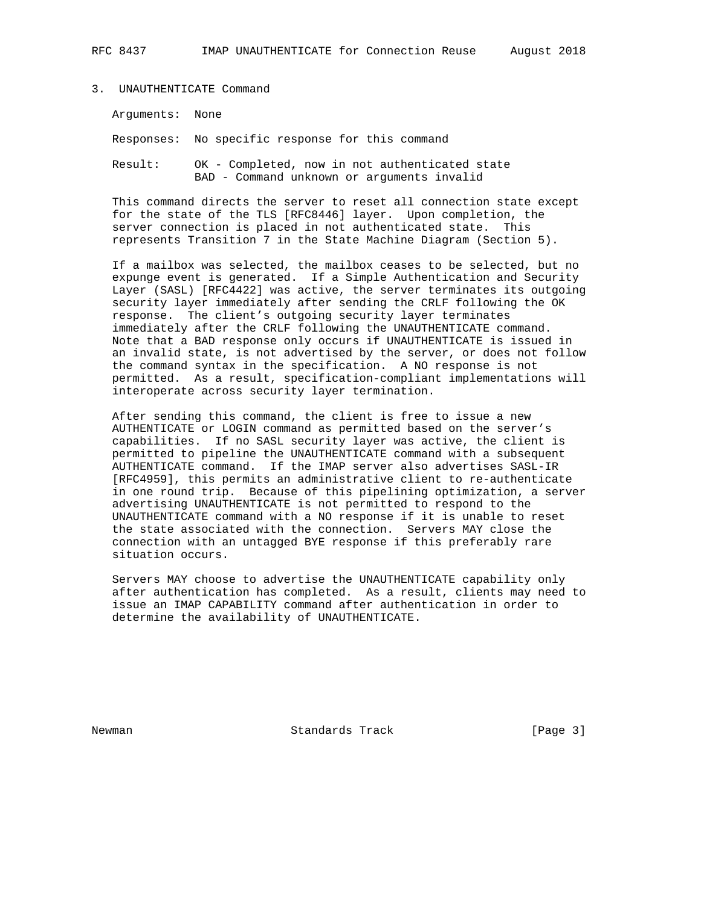## 3. UNAUTHENTICATE Command

Arguments: None

Responses: No specific response for this command

Result: OK - Completed, now in not authenticated state
BAD - Command unknown or arguments invalid

This command directs the server to reset all connection state except for the state of the TLS [RFC8446] layer. Upon completion, the server connection is placed in not authenticated state. This represents Transition 7 in the State Machine Diagram (Section 5).

If a mailbox was selected, the mailbox ceases to be selected, but no expunge event is generated. If a Simple Authentication and Security Layer (SASL) [RFC4422] was active, the server terminates its outgoing security layer immediately after sending the CRLF following the OK response. The client's outgoing security layer terminates immediately after the CRLF following the UNAUTHENTICATE command. Note that a BAD response only occurs if UNAUTHENTICATE is issued in an invalid state, is not advertised by the server, or does not follow the command syntax in the specification. A NO response is not permitted. As a result, specification-compliant implementations will interoperate across security layer termination.

After sending this command, the client is free to issue a new AUTHENTICATE or LOGIN command as permitted based on the server's capabilities. If no SASL security layer was active, the client is permitted to pipeline the UNAUTHENTICATE command with a subsequent AUTHENTICATE command. If the IMAP server also advertises SASL-IR [RFC4959], this permits an administrative client to re-authenticate in one round trip. Because of this pipelining optimization, a server advertising UNAUTHENTICATE is not permitted to respond to the UNAUTHENTICATE command with a NO response if it is unable to reset the state associated with the connection. Servers MAY close the connection with an untagged BYE response if this preferably rare situation occurs.

Servers MAY choose to advertise the UNAUTHENTICATE capability only after authentication has completed. As a result, clients may need to issue an IMAP CAPABILITY command after authentication in order to determine the availability of UNAUTHENTICATE.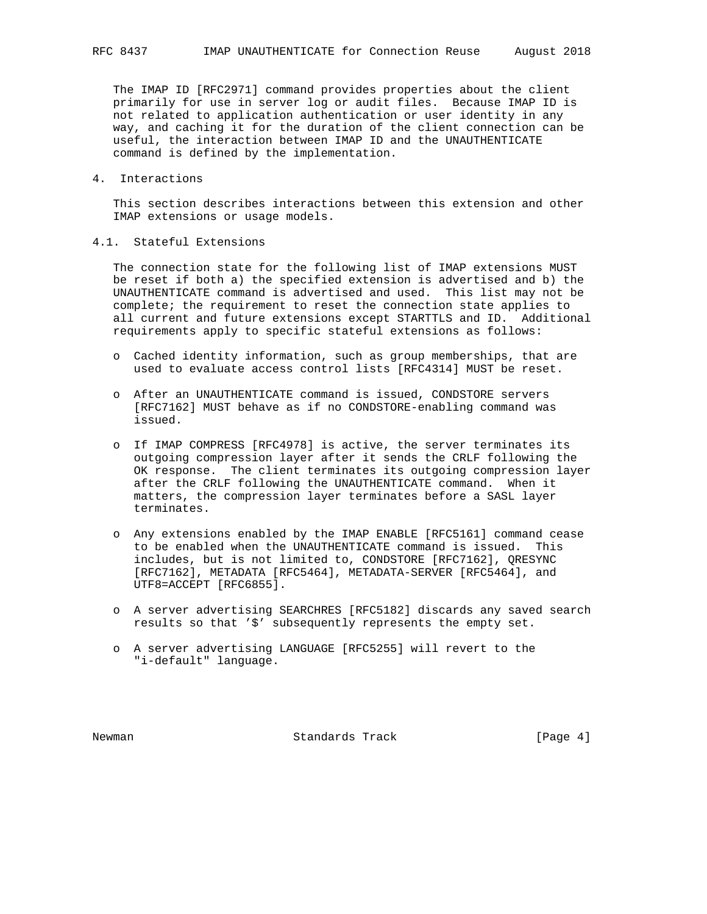The IMAP ID [RFC2971] command provides properties about the client primarily for use in server log or audit files. Because IMAP ID is not related to application authentication or user identity in any way, and caching it for the duration of the client connection can be useful, the interaction between IMAP ID and the UNAUTHENTICATE command is defined by the implementation.

## 4. Interactions

This section describes interactions between this extension and other IMAP extensions or usage models.

### 4.1. Stateful Extensions

The connection state for the following list of IMAP extensions MUST be reset if both a) the specified extension is advertised and b) the UNAUTHENTICATE command is advertised and used. This list may not be complete; the requirement to reset the connection state applies to all current and future extensions except STARTTLS and ID. Additional requirements apply to specific stateful extensions as follows:

- Cached identity information, such as group memberships, that are used to evaluate access control lists [RFC4314] MUST be reset.
- After an UNAUTHENTICATE command is issued, CONDSTORE servers [RFC7162] MUST behave as if no CONDSTORE-enabling command was issued.
- If IMAP COMPRESS [RFC4978] is active, the server terminates its outgoing compression layer after it sends the CRLF following the OK response. The client terminates its outgoing compression layer after the CRLF following the UNAUTHENTICATE command. When it matters, the compression layer terminates before a SASL layer terminates.
- Any extensions enabled by the IMAP ENABLE [RFC5161] command cease to be enabled when the UNAUTHENTICATE command is issued. This includes, but is not limited to, CONDSTORE [RFC7162], QRESYNC [RFC7162], METADATA [RFC5464], METADATA-SERVER [RFC5464], and UTF8=ACCEPT [RFC6855].
- A server advertising SEARCHRES [RFC5182] discards any saved search results so that '$' subsequently represents the empty set.
- A server advertising LANGUAGE [RFC5255] will revert to the "i-default" language.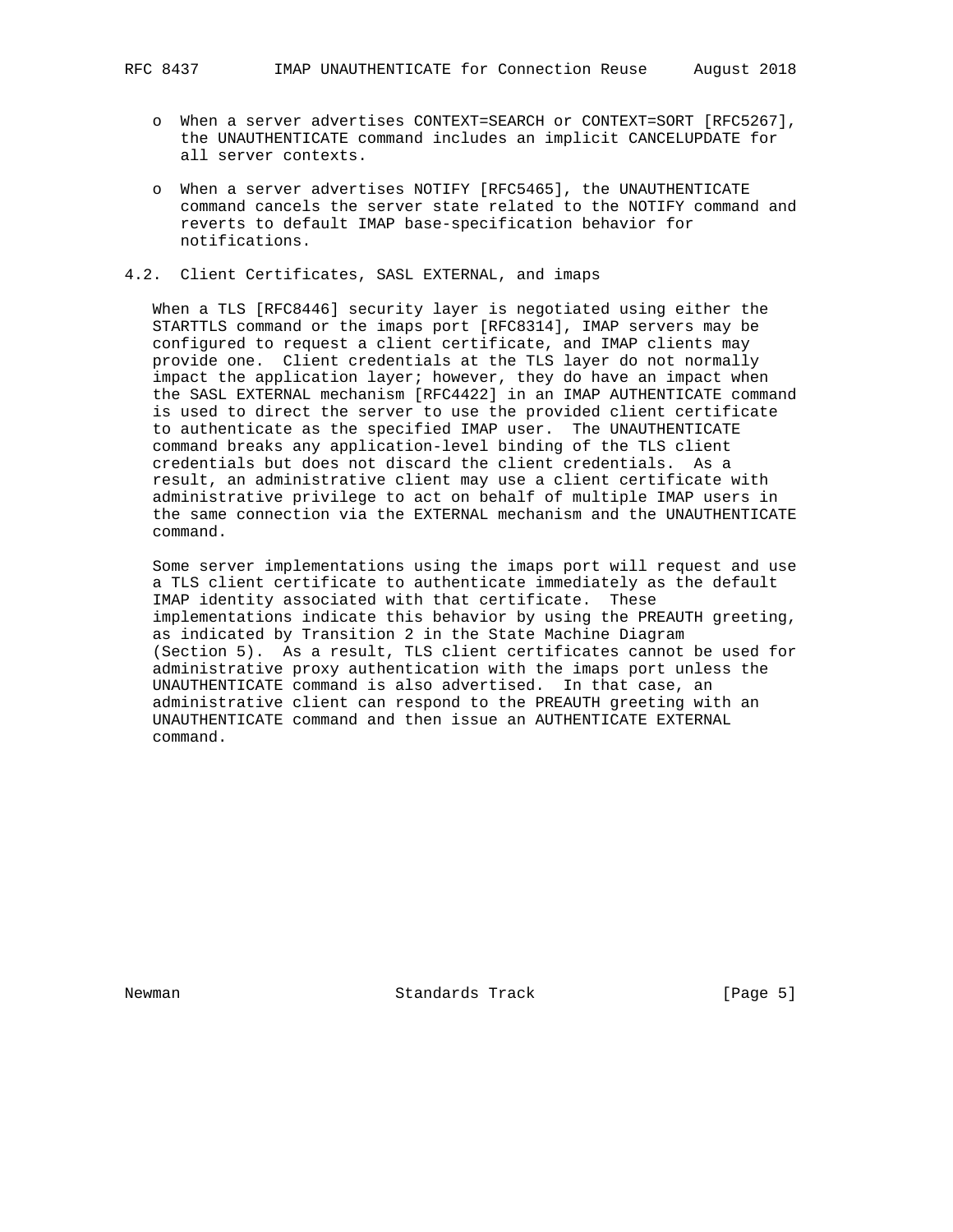- When a server advertises CONTEXT=SEARCH or CONTEXT=SORT [RFC5267], the UNAUTHENTICATE command includes an implicit CANCELUPDATE for all server contexts.

- When a server advertises NOTIFY [RFC5465], the UNAUTHENTICATE command cancels the server state related to the NOTIFY command and reverts to default IMAP base-specification behavior for notifications.

### 4.2. Client Certificates, SASL EXTERNAL, and imaps

When a TLS [RFC8446] security layer is negotiated using either the STARTTLS command or the imaps port [RFC8314], IMAP servers may be configured to request a client certificate, and IMAP clients may provide one. Client credentials at the TLS layer do not normally impact the application layer; however, they do have an impact when the SASL EXTERNAL mechanism [RFC4422] in an IMAP AUTHENTICATE command is used to direct the server to use the provided client certificate to authenticate as the specified IMAP user. The UNAUTHENTICATE command breaks any application-level binding of the TLS client credentials but does not discard the client credentials. As a result, an administrative client may use a client certificate with administrative privilege to act on behalf of multiple IMAP users in the same connection via the EXTERNAL mechanism and the UNAUTHENTICATE command.

Some server implementations using the imaps port will request and use a TLS client certificate to authenticate immediately as the default IMAP identity associated with that certificate. These implementations indicate this behavior by using the PREAUTH greeting, as indicated by Transition 2 in the State Machine Diagram (Section 5). As a result, TLS client certificates cannot be used for administrative proxy authentication with the imaps port unless the UNAUTHENTICATE command is also advertised. In that case, an administrative client can respond to the PREAUTH greeting with an UNAUTHENTICATE command and then issue an AUTHENTICATE EXTERNAL command.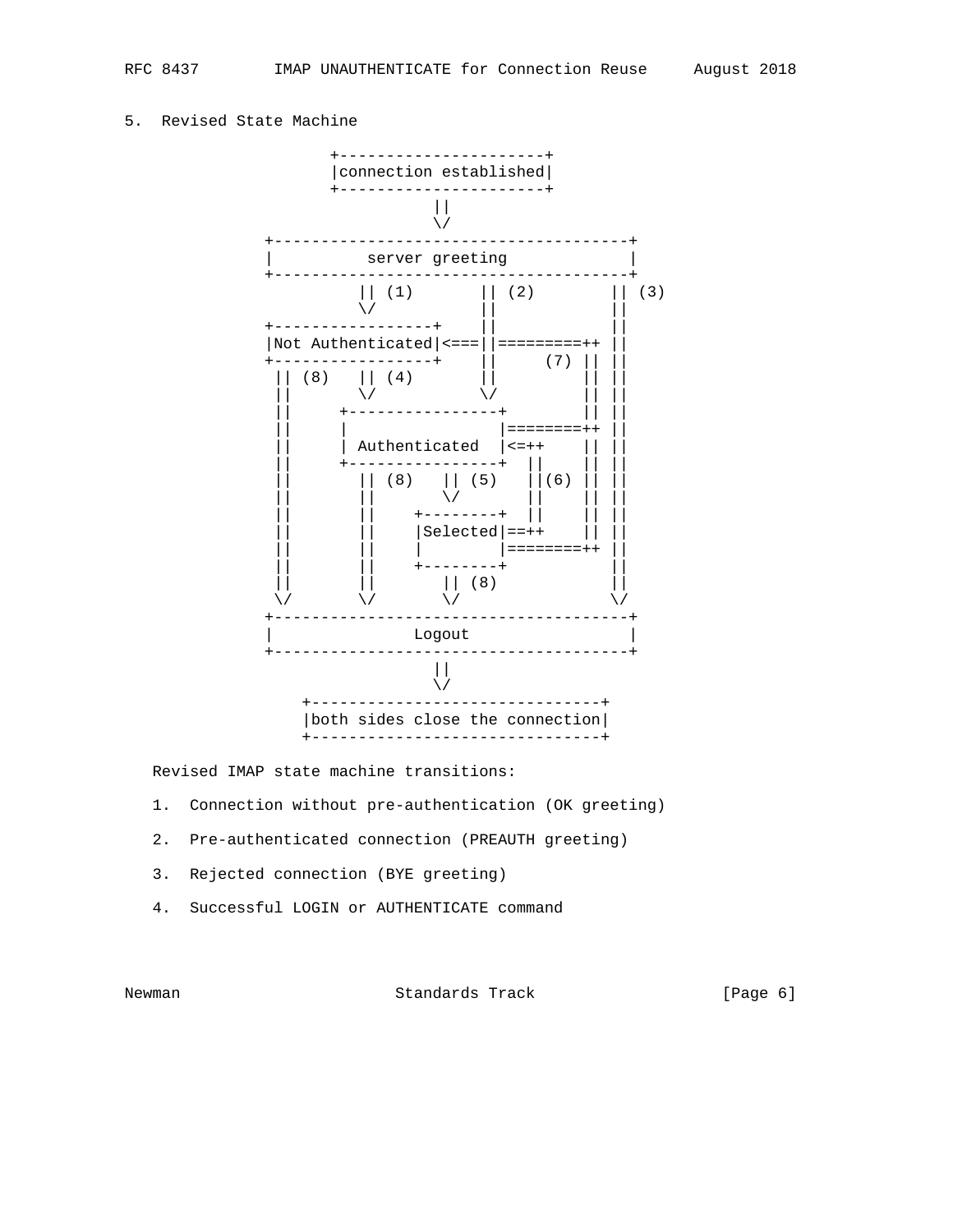## 5. Revised State Machine

```
                 +----------------------+
                 |connection established|
                 +----------------------+
                            ||
                            \/
          +--------------------------------------+
          |          server greeting             |
          +--------------------------------------+
                    || (1)       || (2)        || (3)
                    \/           ||            ||
          +-----------------+    ||            ||
          |Not Authenticated|<===||=========++ ||
          +-----------------+    ||     (7) || ||
           || (8)   || (4)       ||         || ||
           ||       \/           \/         || ||
           ||     +----------------+        || ||
           ||     |                |========++ ||
           ||     | Authenticated  |<=++    || ||
           ||     +----------------+  ||    || ||
           ||       || (8)   || (5)   ||(6) || ||
           ||       ||       \/       ||    || ||
           ||       ||    +--------+  ||    || ||
           ||       ||    |Selected|==++    || ||
           ||       ||    |        |========++ ||
           ||       ||    +--------+           ||
           ||       ||       || (8)            ||
           \/       \/       \/                \/
          +--------------------------------------+
          |               Logout                 |
          +--------------------------------------+
                            ||
                            \/
              +-------------------------------+
              |both sides close the connection|
              +-------------------------------+
```

Revised IMAP state machine transitions:

1. Connection without pre-authentication (OK greeting)

2. Pre-authenticated connection (PREAUTH greeting)

3. Rejected connection (BYE greeting)

4. Successful LOGIN or AUTHENTICATE command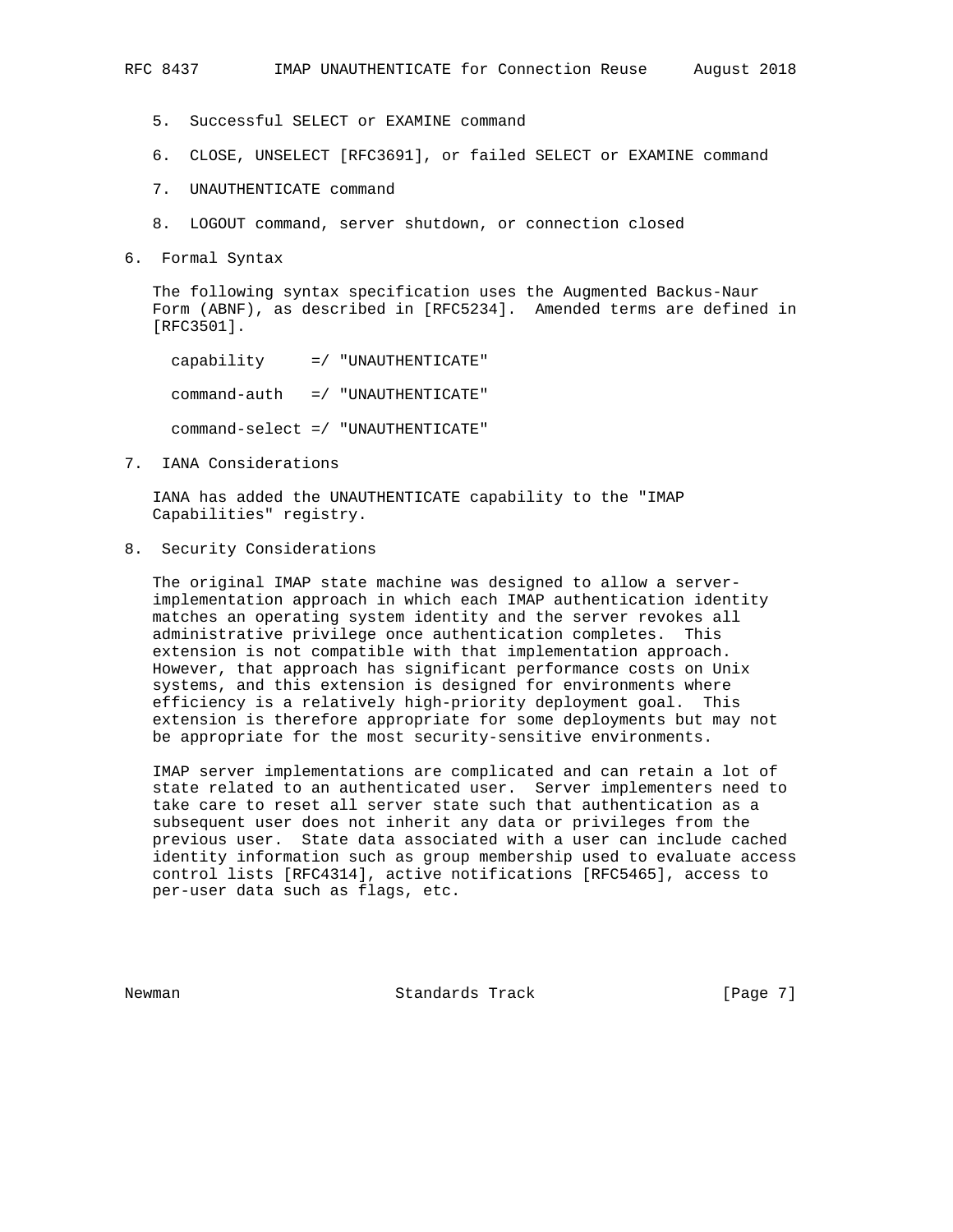5. Successful SELECT or EXAMINE command

6. CLOSE, UNSELECT [RFC3691], or failed SELECT or EXAMINE command

7. UNAUTHENTICATE command

8. LOGOUT command, server shutdown, or connection closed

## 6. Formal Syntax

The following syntax specification uses the Augmented Backus-Naur Form (ABNF), as described in [RFC5234]. Amended terms are defined in [RFC3501].

```
capability     =/ "UNAUTHENTICATE"

command-auth   =/ "UNAUTHENTICATE"

command-select =/ "UNAUTHENTICATE"
```

## 7. IANA Considerations

IANA has added the UNAUTHENTICATE capability to the "IMAP Capabilities" registry.

## 8. Security Considerations

The original IMAP state machine was designed to allow a server-implementation approach in which each IMAP authentication identity matches an operating system identity and the server revokes all administrative privilege once authentication completes. This extension is not compatible with that implementation approach. However, that approach has significant performance costs on Unix systems, and this extension is designed for environments where efficiency is a relatively high-priority deployment goal. This extension is therefore appropriate for some deployments but may not be appropriate for the most security-sensitive environments.

IMAP server implementations are complicated and can retain a lot of state related to an authenticated user. Server implementers need to take care to reset all server state such that authentication as a subsequent user does not inherit any data or privileges from the previous user. State data associated with a user can include cached identity information such as group membership used to evaluate access control lists [RFC4314], active notifications [RFC5465], access to per-user data such as flags, etc.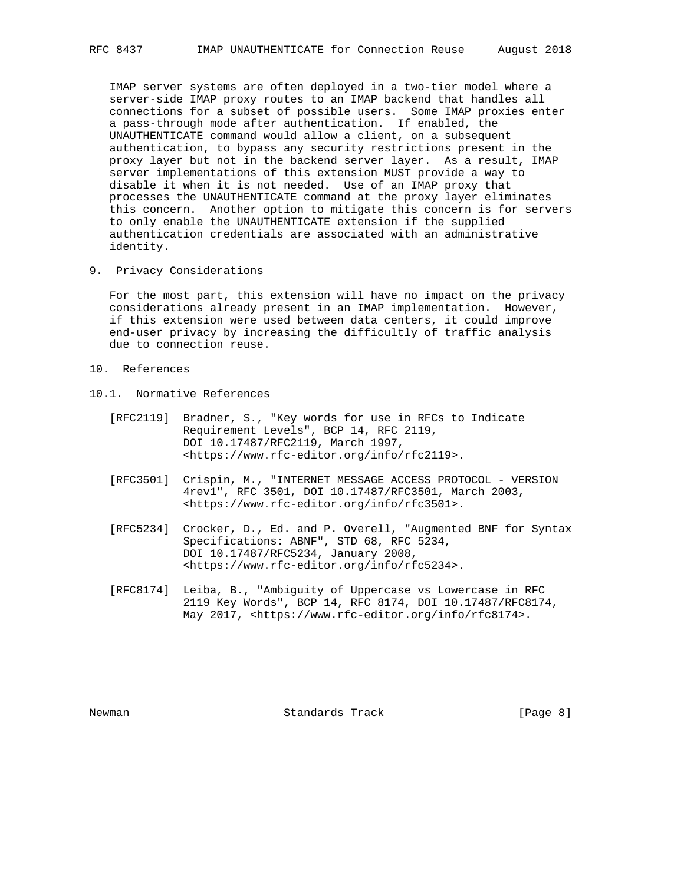IMAP server systems are often deployed in a two-tier model where a server-side IMAP proxy routes to an IMAP backend that handles all connections for a subset of possible users. Some IMAP proxies enter a pass-through mode after authentication. If enabled, the UNAUTHENTICATE command would allow a client, on a subsequent authentication, to bypass any security restrictions present in the proxy layer but not in the backend server layer. As a result, IMAP server implementations of this extension MUST provide a way to disable it when it is not needed. Use of an IMAP proxy that processes the UNAUTHENTICATE command at the proxy layer eliminates this concern. Another option to mitigate this concern is for servers to only enable the UNAUTHENTICATE extension if the supplied authentication credentials are associated with an administrative identity.

## 9. Privacy Considerations

For the most part, this extension will have no impact on the privacy considerations already present in an IMAP implementation. However, if this extension were used between data centers, it could improve end-user privacy by increasing the difficultly of traffic analysis due to connection reuse.

## 10. References

### 10.1. Normative References

[RFC2119] Bradner, S., "Key words for use in RFCs to Indicate Requirement Levels", BCP 14, RFC 2119, DOI 10.17487/RFC2119, March 1997, <https://www.rfc-editor.org/info/rfc2119>.

[RFC3501] Crispin, M., "INTERNET MESSAGE ACCESS PROTOCOL - VERSION 4rev1", RFC 3501, DOI 10.17487/RFC3501, March 2003, <https://www.rfc-editor.org/info/rfc3501>.

[RFC5234] Crocker, D., Ed. and P. Overell, "Augmented BNF for Syntax Specifications: ABNF", STD 68, RFC 5234, DOI 10.17487/RFC5234, January 2008, <https://www.rfc-editor.org/info/rfc5234>.

[RFC8174] Leiba, B., "Ambiguity of Uppercase vs Lowercase in RFC 2119 Key Words", BCP 14, RFC 8174, DOI 10.17487/RFC8174, May 2017, <https://www.rfc-editor.org/info/rfc8174>.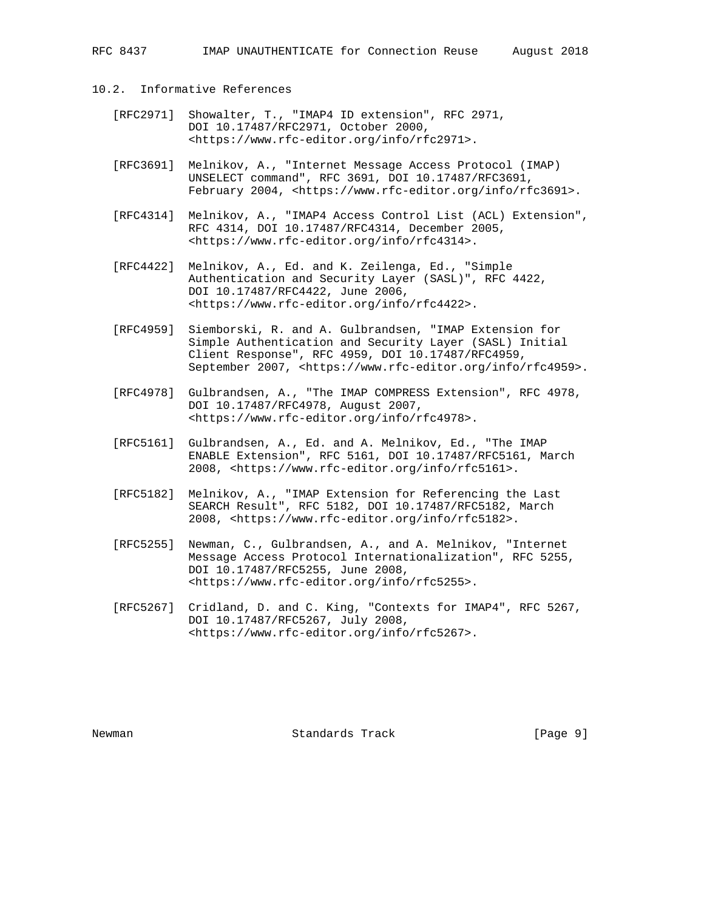## 10.2. Informative References

[RFC2971] Showalter, T., "IMAP4 ID extension", RFC 2971, DOI 10.17487/RFC2971, October 2000, <https://www.rfc-editor.org/info/rfc2971>.

[RFC3691] Melnikov, A., "Internet Message Access Protocol (IMAP) UNSELECT command", RFC 3691, DOI 10.17487/RFC3691, February 2004, <https://www.rfc-editor.org/info/rfc3691>.

[RFC4314] Melnikov, A., "IMAP4 Access Control List (ACL) Extension", RFC 4314, DOI 10.17487/RFC4314, December 2005, <https://www.rfc-editor.org/info/rfc4314>.

[RFC4422] Melnikov, A., Ed. and K. Zeilenga, Ed., "Simple Authentication and Security Layer (SASL)", RFC 4422, DOI 10.17487/RFC4422, June 2006, <https://www.rfc-editor.org/info/rfc4422>.

[RFC4959] Siemborski, R. and A. Gulbrandsen, "IMAP Extension for Simple Authentication and Security Layer (SASL) Initial Client Response", RFC 4959, DOI 10.17487/RFC4959, September 2007, <https://www.rfc-editor.org/info/rfc4959>.

[RFC4978] Gulbrandsen, A., "The IMAP COMPRESS Extension", RFC 4978, DOI 10.17487/RFC4978, August 2007, <https://www.rfc-editor.org/info/rfc4978>.

[RFC5161] Gulbrandsen, A., Ed. and A. Melnikov, Ed., "The IMAP ENABLE Extension", RFC 5161, DOI 10.17487/RFC5161, March 2008, <https://www.rfc-editor.org/info/rfc5161>.

[RFC5182] Melnikov, A., "IMAP Extension for Referencing the Last SEARCH Result", RFC 5182, DOI 10.17487/RFC5182, March 2008, <https://www.rfc-editor.org/info/rfc5182>.

[RFC5255] Newman, C., Gulbrandsen, A., and A. Melnikov, "Internet Message Access Protocol Internationalization", RFC 5255, DOI 10.17487/RFC5255, June 2008, <https://www.rfc-editor.org/info/rfc5255>.

[RFC5267] Cridland, D. and C. King, "Contexts for IMAP4", RFC 5267, DOI 10.17487/RFC5267, July 2008, <https://www.rfc-editor.org/info/rfc5267>.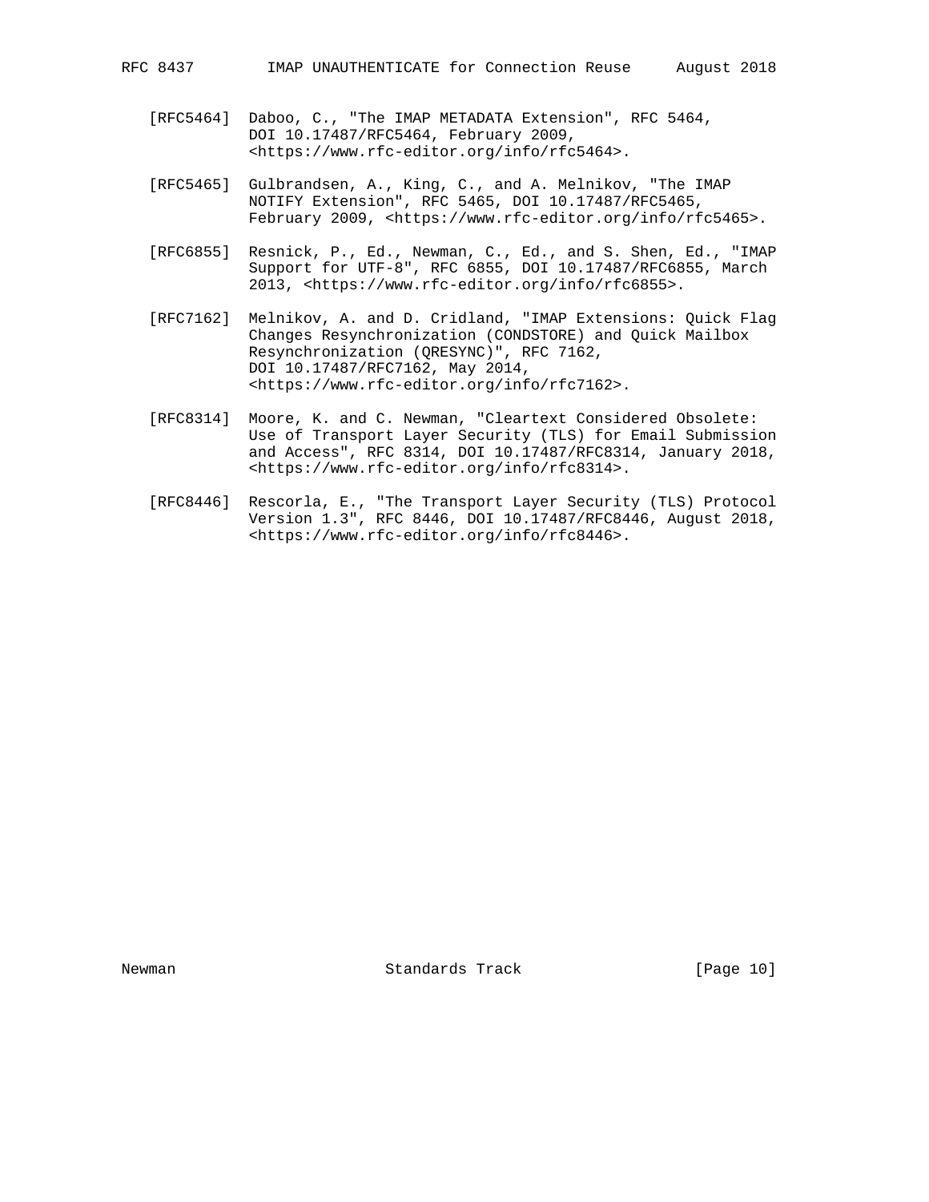[RFC5464] Daboo, C., "The IMAP METADATA Extension", RFC 5464, DOI 10.17487/RFC5464, February 2009, <https://www.rfc-editor.org/info/rfc5464>.

[RFC5465] Gulbrandsen, A., King, C., and A. Melnikov, "The IMAP NOTIFY Extension", RFC 5465, DOI 10.17487/RFC5465, February 2009, <https://www.rfc-editor.org/info/rfc5465>.

[RFC6855] Resnick, P., Ed., Newman, C., Ed., and S. Shen, Ed., "IMAP Support for UTF-8", RFC 6855, DOI 10.17487/RFC6855, March 2013, <https://www.rfc-editor.org/info/rfc6855>.

[RFC7162] Melnikov, A. and D. Cridland, "IMAP Extensions: Quick Flag Changes Resynchronization (CONDSTORE) and Quick Mailbox Resynchronization (QRESYNC)", RFC 7162, DOI 10.17487/RFC7162, May 2014, <https://www.rfc-editor.org/info/rfc7162>.

[RFC8314] Moore, K. and C. Newman, "Cleartext Considered Obsolete: Use of Transport Layer Security (TLS) for Email Submission and Access", RFC 8314, DOI 10.17487/RFC8314, January 2018, <https://www.rfc-editor.org/info/rfc8314>.

[RFC8446] Rescorla, E., "The Transport Layer Security (TLS) Protocol Version 1.3", RFC 8446, DOI 10.17487/RFC8446, August 2018, <https://www.rfc-editor.org/info/rfc8446>.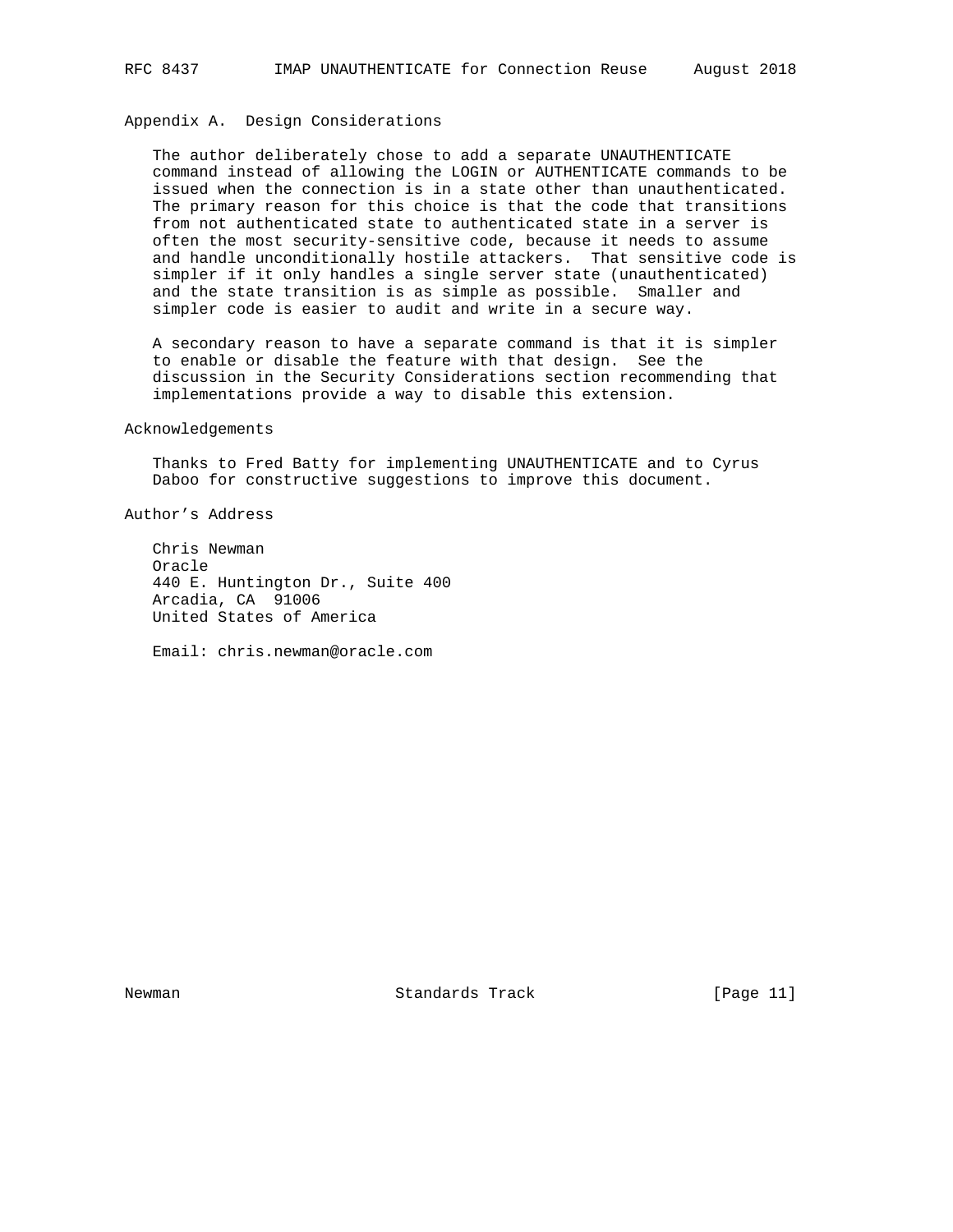## Appendix A.  Design Considerations

The author deliberately chose to add a separate UNAUTHENTICATE command instead of allowing the LOGIN or AUTHENTICATE commands to be issued when the connection is in a state other than unauthenticated. The primary reason for this choice is that the code that transitions from not authenticated state to authenticated state in a server is often the most security-sensitive code, because it needs to assume and handle unconditionally hostile attackers.  That sensitive code is simpler if it only handles a single server state (unauthenticated) and the state transition is as simple as possible.  Smaller and simpler code is easier to audit and write in a secure way.

A secondary reason to have a separate command is that it is simpler to enable or disable the feature with that design.  See the discussion in the Security Considerations section recommending that implementations provide a way to disable this extension.

## Acknowledgements

Thanks to Fred Batty for implementing UNAUTHENTICATE and to Cyrus Daboo for constructive suggestions to improve this document.

## Author's Address

Chris Newman
Oracle
440 E. Huntington Dr., Suite 400
Arcadia, CA  91006
United States of America

Email: chris.newman@oracle.com